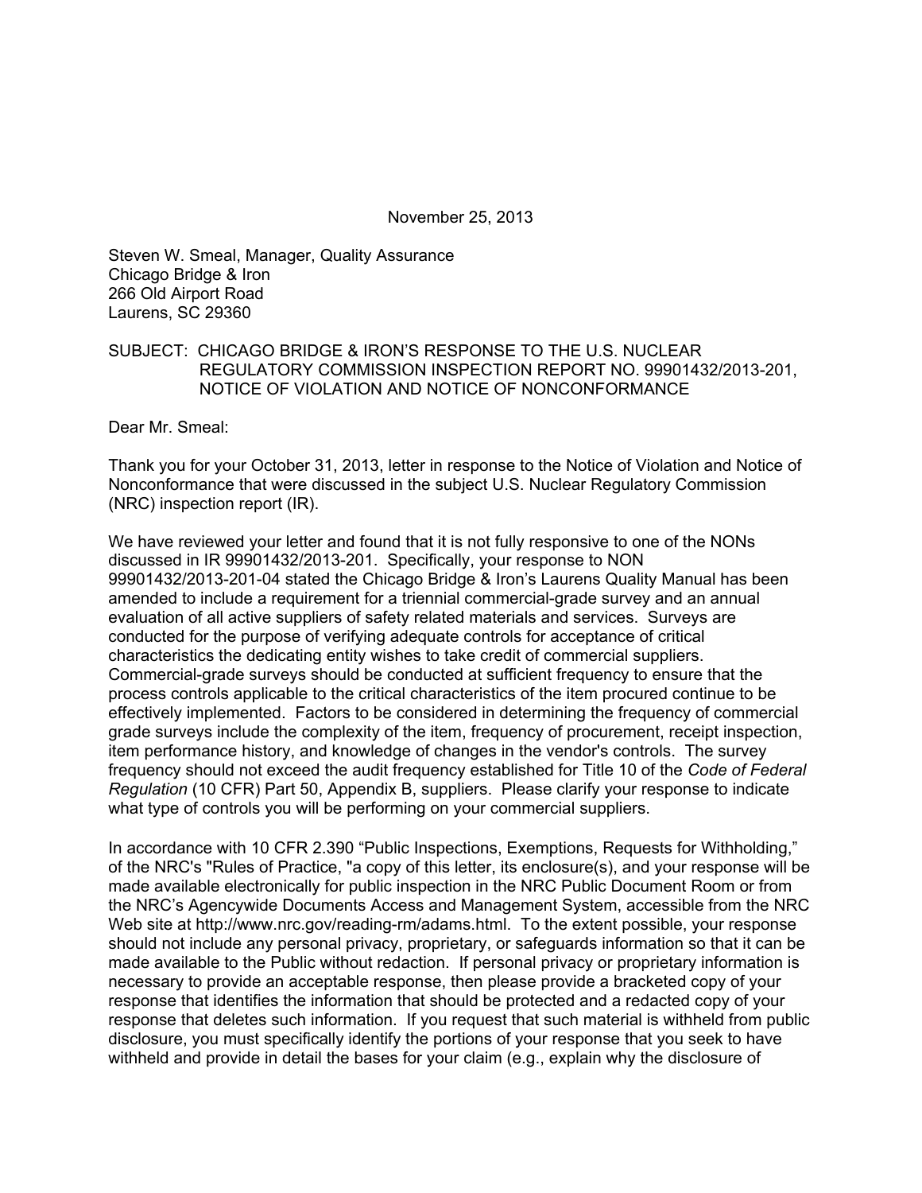November 25, 2013

Steven W. Smeal, Manager, Quality Assurance
Chicago Bridge & Iron
266 Old Airport Road
Laurens, SC 29360

SUBJECT: CHICAGO BRIDGE & IRON'S RESPONSE TO THE U.S. NUCLEAR REGULATORY COMMISSION INSPECTION REPORT NO. 99901432/2013-201, NOTICE OF VIOLATION AND NOTICE OF NONCONFORMANCE

Dear Mr. Smeal:

Thank you for your October 31, 2013, letter in response to the Notice of Violation and Notice of Nonconformance that were discussed in the subject U.S. Nuclear Regulatory Commission (NRC) inspection report (IR).

We have reviewed your letter and found that it is not fully responsive to one of the NONs discussed in IR 99901432/2013-201. Specifically, your response to NON 99901432/2013-201-04 stated the Chicago Bridge & Iron's Laurens Quality Manual has been amended to include a requirement for a triennial commercial-grade survey and an annual evaluation of all active suppliers of safety related materials and services. Surveys are conducted for the purpose of verifying adequate controls for acceptance of critical characteristics the dedicating entity wishes to take credit of commercial suppliers. Commercial-grade surveys should be conducted at sufficient frequency to ensure that the process controls applicable to the critical characteristics of the item procured continue to be effectively implemented. Factors to be considered in determining the frequency of commercial grade surveys include the complexity of the item, frequency of procurement, receipt inspection, item performance history, and knowledge of changes in the vendor's controls. The survey frequency should not exceed the audit frequency established for Title 10 of the *Code of Federal Regulation* (10 CFR) Part 50, Appendix B, suppliers. Please clarify your response to indicate what type of controls you will be performing on your commercial suppliers.

In accordance with 10 CFR 2.390 "Public Inspections, Exemptions, Requests for Withholding," of the NRC's "Rules of Practice, "a copy of this letter, its enclosure(s), and your response will be made available electronically for public inspection in the NRC Public Document Room or from the NRC's Agencywide Documents Access and Management System, accessible from the NRC Web site at http://www.nrc.gov/reading-rm/adams.html. To the extent possible, your response should not include any personal privacy, proprietary, or safeguards information so that it can be made available to the Public without redaction. If personal privacy or proprietary information is necessary to provide an acceptable response, then please provide a bracketed copy of your response that identifies the information that should be protected and a redacted copy of your response that deletes such information. If you request that such material is withheld from public disclosure, you must specifically identify the portions of your response that you seek to have withheld and provide in detail the bases for your claim (e.g., explain why the disclosure of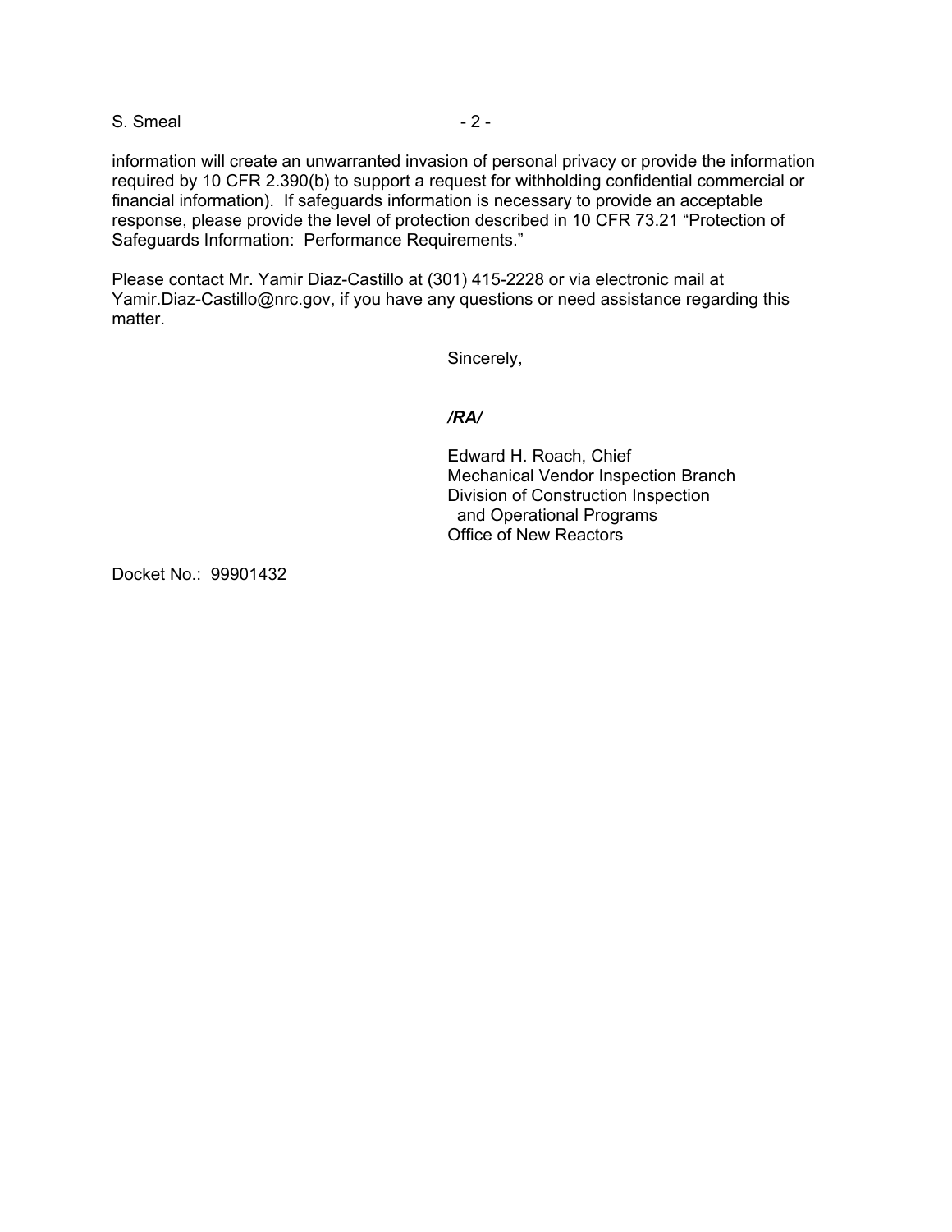information will create an unwarranted invasion of personal privacy or provide the information required by 10 CFR 2.390(b) to support a request for withholding confidential commercial or financial information). If safeguards information is necessary to provide an acceptable response, please provide the level of protection described in 10 CFR 73.21 "Protection of Safeguards Information: Performance Requirements."

Please contact Mr. Yamir Diaz-Castillo at (301) 415-2228 or via electronic mail at Yamir.Diaz-Castillo@nrc.gov, if you have any questions or need assistance regarding this matter.

Sincerely,

***/RA/***

Edward H. Roach, Chief
Mechanical Vendor Inspection Branch
Division of Construction Inspection
and Operational Programs
Office of New Reactors

Docket No.: 99901432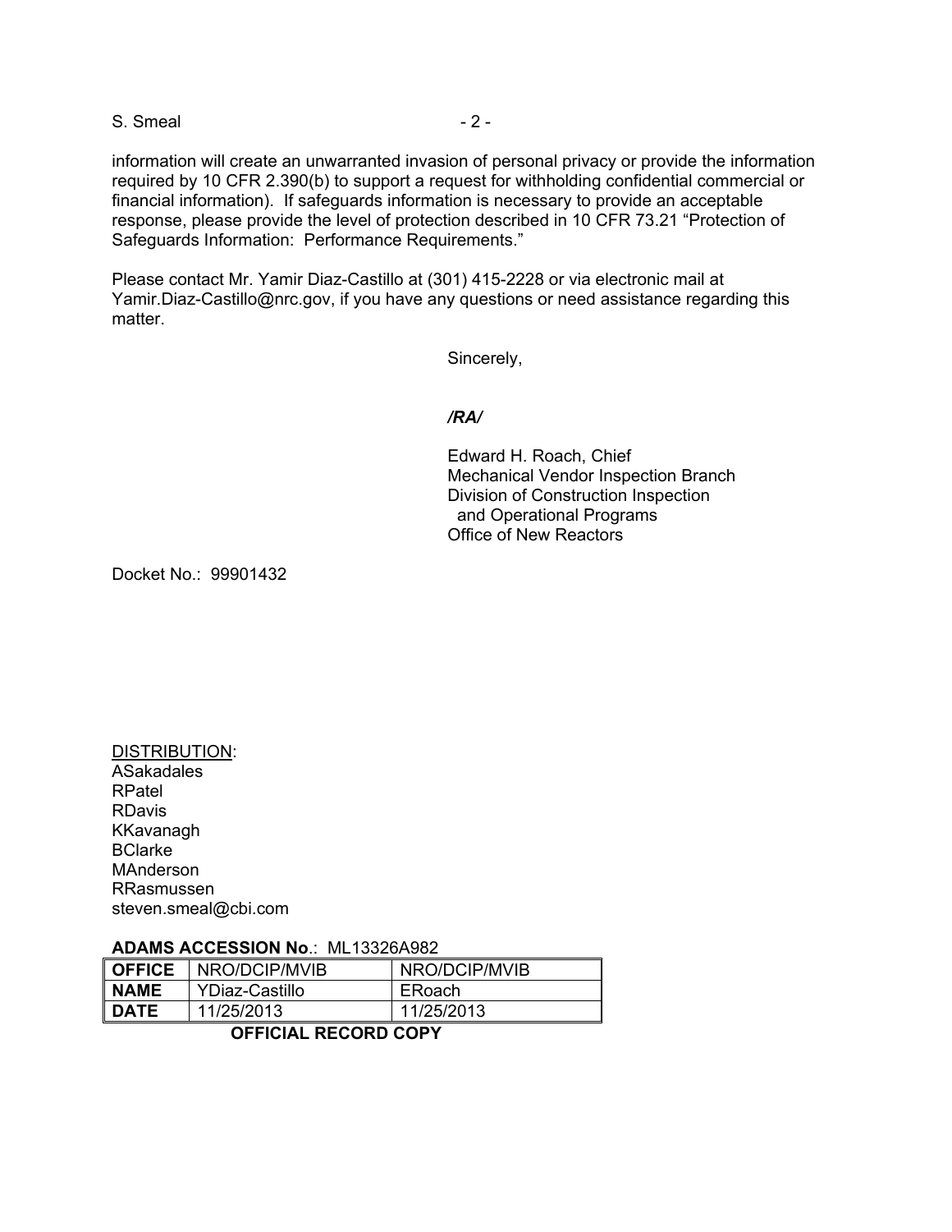information will create an unwarranted invasion of personal privacy or provide the information required by 10 CFR 2.390(b) to support a request for withholding confidential commercial or financial information). If safeguards information is necessary to provide an acceptable response, please provide the level of protection described in 10 CFR 73.21 "Protection of Safeguards Information: Performance Requirements."

Please contact Mr. Yamir Diaz-Castillo at (301) 415-2228 or via electronic mail at Yamir.Diaz-Castillo@nrc.gov, if you have any questions or need assistance regarding this matter.

Sincerely,

*/RA/*

Edward H. Roach, Chief
Mechanical Vendor Inspection Branch
Division of Construction Inspection
and Operational Programs
Office of New Reactors

Docket No.: 99901432

DISTRIBUTION:
ASakadales
RPatel
RDavis
KKavanagh
BClarke
MAnderson
RRasmussen
steven.smeal@cbi.com

**ADAMS ACCESSION No**.: ML13326A982

| **OFFICE** | NRO/DCIP/MVIB | NRO/DCIP/MVIB |
|---|---|---|
| **NAME** | YDiaz-Castillo | ERoach |
| **DATE** | 11/25/2013 | 11/25/2013 |

**OFFICIAL RECORD COPY**